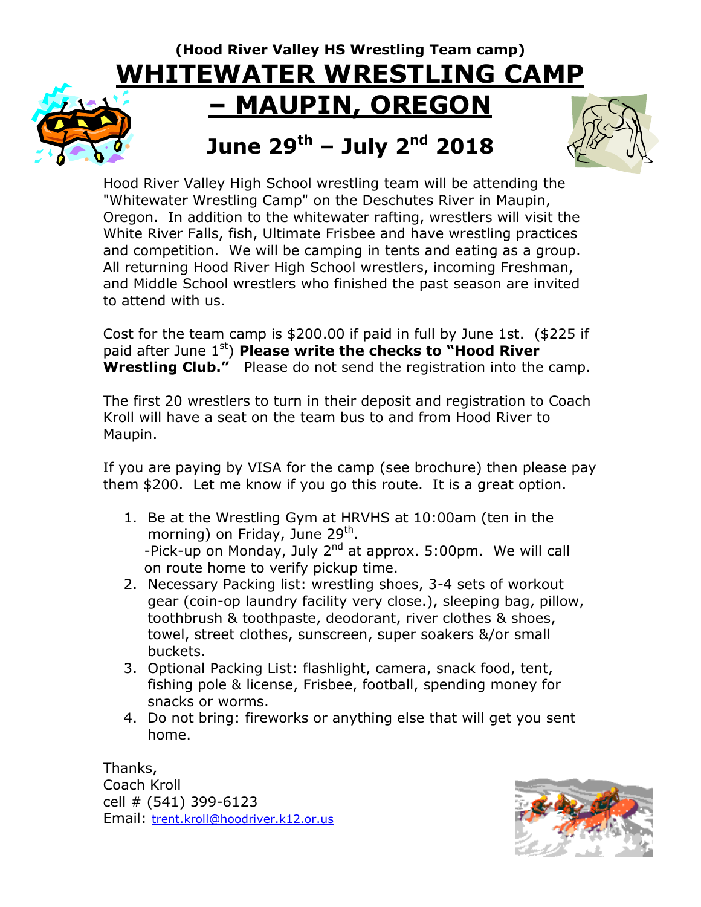**(Hood River Valley HS Wrestling Team camp)**

# WHITEWATER WRESTLING CAMP – MAUPIN, OREGON

## June 29th – July 2nd 2018

Hood River Valley High School wrestling team will be attending the "Whitewater Wrestling Camp" on the Deschutes River in Maupin, Oregon. In addition to the whitewater rafting, wrestlers will visit the White River Falls, fish, Ultimate Frisbee and have wrestling practices and competition. We will be camping in tents and eating as a group. All returning Hood River High School wrestlers, incoming Freshman, and Middle School wrestlers who finished the past season are invited to attend with us.

Cost for the team camp is $200.00 if paid in full by June 1st. ($225 if paid after June 1st) **Please write the checks to "Hood River Wrestling Club."** Please do not send the registration into the camp.

The first 20 wrestlers to turn in their deposit and registration to Coach Kroll will have a seat on the team bus to and from Hood River to Maupin.

If you are paying by VISA for the camp (see brochure) then please pay them $200. Let me know if you go this route. It is a great option.

1. Be at the Wrestling Gym at HRVHS at 10:00am (ten in the morning) on Friday, June 29th.
   -Pick-up on Monday, July 2nd at approx. 5:00pm. We will call on route home to verify pickup time.
2. Necessary Packing list: wrestling shoes, 3-4 sets of workout gear (coin-op laundry facility very close.), sleeping bag, pillow, toothbrush & toothpaste, deodorant, river clothes & shoes, towel, street clothes, sunscreen, super soakers &/or small buckets.
3. Optional Packing List: flashlight, camera, snack food, tent, fishing pole & license, Frisbee, football, spending money for snacks or worms.
4. Do not bring: fireworks or anything else that will get you sent home.

Thanks,
Coach Kroll
cell # (541) 399-6123
Email: trent.kroll@hoodriver.k12.or.us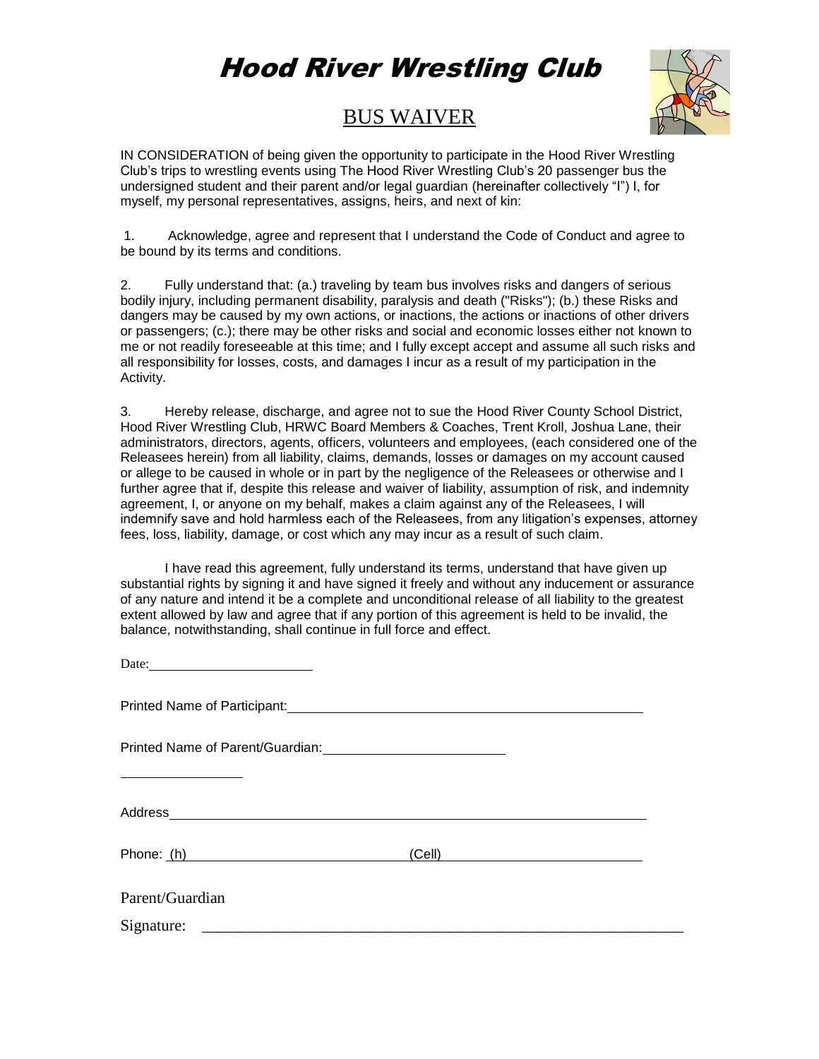# Hood River Wrestling Club

## BUS WAIVER

IN CONSIDERATION of being given the opportunity to participate in the Hood River Wrestling Club's trips to wrestling events using The Hood River Wrestling Club's 20 passenger bus the undersigned student and their parent and/or legal guardian (hereinafter collectively "I") I, for myself, my personal representatives, assigns, heirs, and next of kin:

1. Acknowledge, agree and represent that I understand the Code of Conduct and agree to be bound by its terms and conditions.

2. Fully understand that: (a.) traveling by team bus involves risks and dangers of serious bodily injury, including permanent disability, paralysis and death ("Risks"); (b.) these Risks and dangers may be caused by my own actions, or inactions, the actions or inactions of other drivers or passengers; (c.); there may be other risks and social and economic losses either not known to me or not readily foreseeable at this time; and I fully except accept and assume all such risks and all responsibility for losses, costs, and damages I incur as a result of my participation in the Activity.

3. Hereby release, discharge, and agree not to sue the Hood River County School District, Hood River Wrestling Club, HRWC Board Members & Coaches, Trent Kroll, Joshua Lane, their administrators, directors, agents, officers, volunteers and employees, (each considered one of the Releasees herein) from all liability, claims, demands, losses or damages on my account caused or allege to be caused in whole or in part by the negligence of the Releasees or otherwise and I further agree that if, despite this release and waiver of liability, assumption of risk, and indemnity agreement, I, or anyone on my behalf, makes a claim against any of the Releasees, I will indemnify save and hold harmless each of the Releasees, from any litigation's expenses, attorney fees, loss, liability, damage, or cost which any may incur as a result of such claim.

I have read this agreement, fully understand its terms, understand that have given up substantial rights by signing it and have signed it freely and without any inducement or assurance of any nature and intend it be a complete and unconditional release of all liability to the greatest extent allowed by law and agree that if any portion of this agreement is held to be invalid, the balance, notwithstanding, shall continue in full force and effect.

Date:\_\_\_\_\_\_\_\_\_\_\_\_\_\_\_\_\_\_\_\_\_\_\_\_

Printed Name of Participant:\_\_\_\_\_\_\_\_\_\_\_\_\_\_\_\_\_\_\_\_\_\_\_\_\_\_\_\_\_\_\_\_\_\_\_\_\_\_\_\_\_\_\_\_\_\_\_\_\_\_

Printed Name of Parent/Guardian:\_\_\_\_\_\_\_\_\_\_\_\_\_\_\_\_\_\_\_\_\_\_\_\_\_\_

\_\_\_\_\_\_\_\_\_\_\_\_\_\_\_\_\_\_

Address\_\_\_\_\_\_\_\_\_\_\_\_\_\_\_\_\_\_\_\_\_\_\_\_\_\_\_\_\_\_\_\_\_\_\_\_\_\_\_\_\_\_\_\_\_\_\_\_\_\_\_\_\_\_\_\_\_\_\_\_\_\_\_\_\_\_\_\_\_

Phone: (h)\_\_\_\_\_\_\_\_\_\_\_\_\_\_\_\_\_\_\_\_\_\_\_\_\_\_\_\_\_\_\_\_(Cell)\_\_\_\_\_\_\_\_\_\_\_\_\_\_\_\_\_\_\_\_\_\_\_\_\_\_\_\_\_\_\_

Parent/Guardian

Signature: \_\_\_\_\_\_\_\_\_\_\_\_\_\_\_\_\_\_\_\_\_\_\_\_\_\_\_\_\_\_\_\_\_\_\_\_\_\_\_\_\_\_\_\_\_\_\_\_\_\_\_\_\_\_\_\_\_\_\_\_\_\_\_\_\_\_